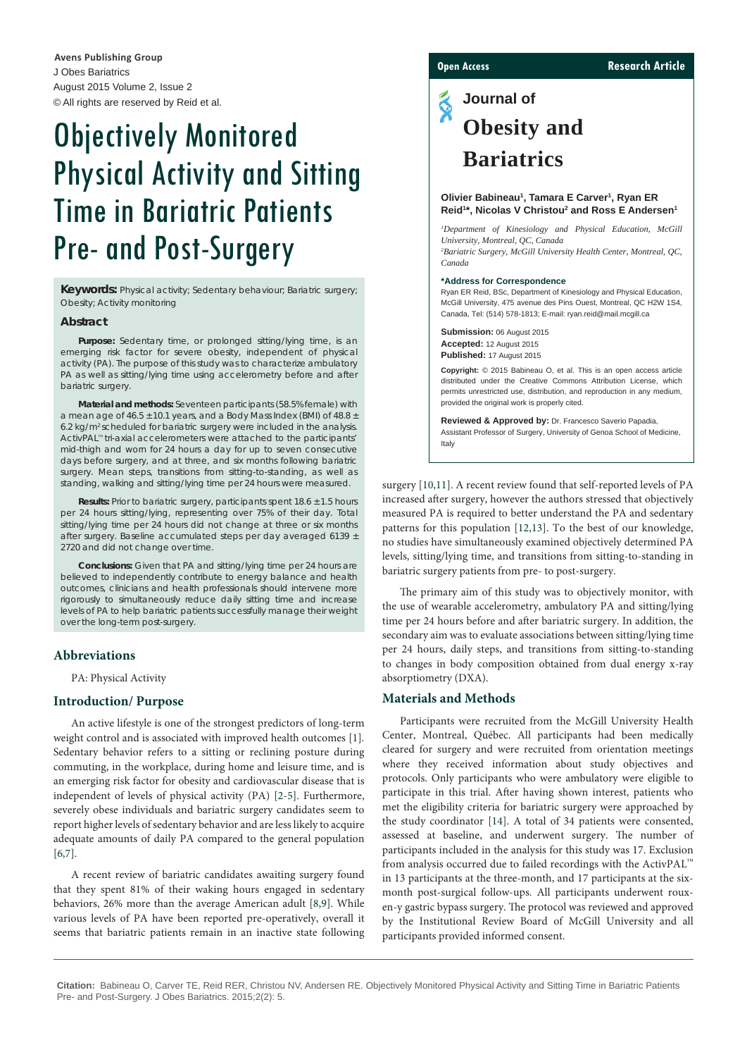Avens Publishing Group
J Obes Bariatrics
August 2015 Volume 2, Issue 2
© All rights are reserved by Reid et al.

Open Access | Research Article

Journal of Obesity and Bariatrics

# Objectively Monitored Physical Activity and Sitting Time in Bariatric Patients Pre- and Post-Surgery

**Olivier Babineau[1], Tamara E Carver[1], Ryan ER Reid[1]*, Nicolas V Christou[2] and Ross E Andersen[1]**

*[1]Department of Kinesiology and Physical Education, McGill University, Montreal, QC, Canada*
*[2]Bariatric Surgery, McGill University Health Center, Montreal, QC, Canada*

**\*Address for Correspondence**
Ryan ER Reid, BSc, Department of Kinesiology and Physical Education, McGill University, 475 avenue des Pins Ouest, Montreal, QC H2W 1S4, Canada, Tel: (514) 578-1813; E-mail: ryan.reid@mail.mcgill.ca

**Submission:** 06 August 2015
**Accepted:** 12 August 2015
**Published:** 17 August 2015

**Copyright:** © 2015 Babineau O, et al. This is an open access article distributed under the Creative Commons Attribution License, which permits unrestricted use, distribution, and reproduction in any medium, provided the original work is properly cited.

**Reviewed & Approved by:** Dr. Francesco Saverio Papadia, Assistant Professor of Surgery, University of Genoa School of Medicine, Italy

**Keywords:** Physical activity; Sedentary behaviour; Bariatric surgery; Obesity; Activity monitoring

### Abstract

**Purpose:** Sedentary time, or prolonged sitting/lying time, is an emerging risk factor for severe obesity, independent of physical activity (PA). The purpose of this study was to characterize ambulatory PA as well as sitting/lying time using accelerometry before and after bariatric surgery.

**Material and methods:** Seventeen participants (58.5% female) with a mean age of 46.5 ± 10.1 years, and a Body Mass Index (BMI) of 48.8 ± 6.2 kg/m² scheduled for bariatric surgery were included in the analysis. ActivPAL™ tri-axial accelerometers were attached to the participants' mid-thigh and worn for 24 hours a day for up to seven consecutive days before surgery, and at three, and six months following bariatric surgery. Mean steps, transitions from sitting-to-standing, as well as standing, walking and sitting/lying time per 24 hours were measured.

**Results:** Prior to bariatric surgery, participants spent 18.6 ± 1.5 hours per 24 hours sitting/lying, representing over 75% of their day. Total sitting/lying time per 24 hours did not change at three or six months after surgery. Baseline accumulated steps per day averaged 6139 ± 2720 and did not change over time.

**Conclusions:** Given that PA and sitting/lying time per 24 hours are believed to independently contribute to energy balance and health outcomes, clinicians and health professionals should intervene more rigorously to simultaneously reduce daily sitting time and increase levels of PA to help bariatric patients successfully manage their weight over the long-term post-surgery.

## Abbreviations

PA: Physical Activity

## Introduction/ Purpose

An active lifestyle is one of the strongest predictors of long-term weight control and is associated with improved health outcomes [1]. Sedentary behavior refers to a sitting or reclining posture during commuting, in the workplace, during home and leisure time, and is an emerging risk factor for obesity and cardiovascular disease that is independent of levels of physical activity (PA) [2-5]. Furthermore, severely obese individuals and bariatric surgery candidates seem to report higher levels of sedentary behavior and are less likely to acquire adequate amounts of daily PA compared to the general population [6,7].

A recent review of bariatric candidates awaiting surgery found that they spent 81% of their waking hours engaged in sedentary behaviors, 26% more than the average American adult [8,9]. While various levels of PA have been reported pre-operatively, overall it seems that bariatric patients remain in an inactive state following surgery [10,11]. A recent review found that self-reported levels of PA increased after surgery, however the authors stressed that objectively measured PA is required to better understand the PA and sedentary patterns for this population [12,13]. To the best of our knowledge, no studies have simultaneously examined objectively determined PA levels, sitting/lying time, and transitions from sitting-to-standing in bariatric surgery patients from pre- to post-surgery.

The primary aim of this study was to objectively monitor, with the use of wearable accelerometry, ambulatory PA and sitting/lying time per 24 hours before and after bariatric surgery. In addition, the secondary aim was to evaluate associations between sitting/lying time per 24 hours, daily steps, and transitions from sitting-to-standing to changes in body composition obtained from dual energy x-ray absorptiometry (DXA).

## Materials and Methods

Participants were recruited from the McGill University Health Center, Montreal, Québec. All participants had been medically cleared for surgery and were recruited from orientation meetings where they received information about study objectives and protocols. Only participants who were ambulatory were eligible to participate in this trial. After having shown interest, patients who met the eligibility criteria for bariatric surgery were approached by the study coordinator [14]. A total of 34 patients were consented, assessed at baseline, and underwent surgery. The number of participants included in the analysis for this study was 17. Exclusion from analysis occurred due to failed recordings with the ActivPAL™ in 13 participants at the three-month, and 17 participants at the six-month post-surgical follow-ups. All participants underwent roux-en-y gastric bypass surgery. The protocol was reviewed and approved by the Institutional Review Board of McGill University and all participants provided informed consent.

**Citation:** Babineau O, Carver TE, Reid RER, Christou NV, Andersen RE. Objectively Monitored Physical Activity and Sitting Time in Bariatric Patients Pre- and Post-Surgery. J Obes Bariatrics. 2015;2(2): 5.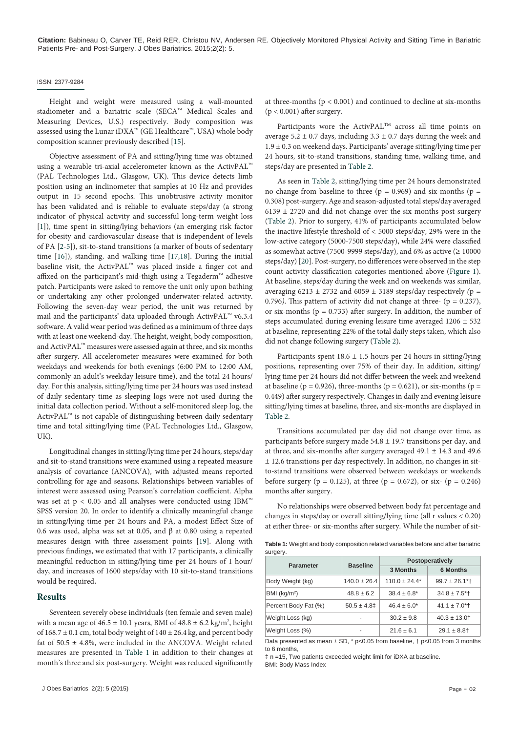Height and weight were measured using a wall-mounted stadiometer and a bariatric scale (SECA™ Medical Scales and Measuring Devices, U.S.) respectively. Body composition was assessed using the Lunar iDXA™ (GE Healthcare™, USA) whole body composition scanner previously described [15].

Objective assessment of PA and sitting/lying time was obtained using a wearable tri-axial accelerometer known as the ActivPAL™ (PAL Technologies Ltd., Glasgow, UK). This device detects limb position using an inclinometer that samples at 10 Hz and provides output in 15 second epochs. This unobtrusive activity monitor has been validated and is reliable to evaluate steps/day (a strong indicator of physical activity and successful long-term weight loss [1]), time spent in sitting/lying behaviors (an emerging risk factor for obesity and cardiovascular disease that is independent of levels of PA [2-5]), sit-to-stand transitions (a marker of bouts of sedentary time [16]), standing, and walking time [17,18]. During the initial baseline visit, the ActivPAL™ was placed inside a finger cot and affixed on the participant's mid-thigh using a Tegaderm™ adhesive patch. Participants were asked to remove the unit only upon bathing or undertaking any other prolonged underwater-related activity. Following the seven-day wear period, the unit was returned by mail and the participants' data uploaded through ActivPAL™ v6.3.4 software. A valid wear period was defined as a minimum of three days with at least one weekend-day. The height, weight, body composition, and ActivPAL™ measures were assessed again at three, and six months after surgery. All accelerometer measures were examined for both weekdays and weekends for both evenings (6:00 PM to 12:00 AM, commonly an adult's weekday leisure time), and the total 24 hours/day. For this analysis, sitting/lying time per 24 hours was used instead of daily sedentary time as sleeping logs were not used during the initial data collection period. Without a self-monitored sleep log, the ActivPAL™ is not capable of distinguishing between daily sedentary time and total sitting/lying time (PAL Technologies Ltd., Glasgow, UK).

Longitudinal changes in sitting/lying time per 24 hours, steps/day and sit-to-stand transitions were examined using a repeated measure analysis of covariance (ANCOVA), with adjusted means reported controlling for age and seasons. Relationships between variables of interest were assessed using Pearson's correlation coefficient. Alpha was set at $p < 0.05$ and all analyses were conducted using IBM™ SPSS version 20. In order to identify a clinically meaningful change in sitting/lying time per 24 hours and PA, a modest Effect Size of 0.6 was used, alpha was set at 0.05, and β at 0.80 using a repeated measures design with three assessment points [19]. Along with previous findings, we estimated that with 17 participants, a clinically meaningful reduction in sitting/lying time per 24 hours of 1 hour/day, and increases of 1600 steps/day with 10 sit-to-stand transitions would be required**.**

## Results

Seventeen severely obese individuals (ten female and seven male) with a mean age of 46.5 ± 10.1 years, BMI of 48.8 ± 6.2 kg/m$^2$, height of 168.7 ± 0.1 cm, total body weight of 140 ± 26.4 kg, and percent body fat of 50.5 ± 4.8%, were included in the ANCOVA. Weight related measures are presented in Table 1 in addition to their changes at month's three and six post-surgery. Weight was reduced significantly at three-months ($p < 0.001$) and continued to decline at six-months ($p < 0.001$) after surgery.

Participants wore the ActivPAL™ across all time points on average 5.2 ± 0.7 days, including 3.3 ± 0.7 days during the week and 1.9 ± 0.3 on weekend days. Participants' average sitting/lying time per 24 hours, sit-to-stand transitions, standing time, walking time, and steps/day are presented in Table 2.

As seen in Table 2, sitting/lying time per 24 hours demonstrated no change from baseline to three ($p = 0.969$) and six-months ($p = 0.308$) post-surgery. Age and season-adjusted total steps/day averaged 6139 ± 2720 and did not change over the six months post-surgery (Table 2). Prior to surgery, 41% of participants accumulated below the inactive lifestyle threshold of < 5000 steps/day, 29% were in the low-active category (5000-7500 steps/day), while 24% were classified as somewhat active (7500-9999 steps/day), and 6% as active (≥ 10000 steps/day) [20]. Post-surgery, no differences were observed in the step count activity classification categories mentioned above (Figure 1). At baseline, steps/day during the week and on weekends was similar, averaging 6213 ± 2732 and 6059 ± 3189 steps/day respectively ($p = 0.796$). This pattern of activity did not change at three- ($p = 0.237$), or six-months ($p = 0.733$) after surgery. In addition, the number of steps accumulated during evening leisure time averaged 1206 ± 532 at baseline, representing 22% of the total daily steps taken, which also did not change following surgery (Table 2).

Participants spent 18.6 ± 1.5 hours per 24 hours in sitting/lying positions, representing over 75% of their day. In addition, sitting/lying time per 24 hours did not differ between the week and weekend at baseline ($p = 0.926$), three-months ($p = 0.621$), or six-months ($p = 0.449$) after surgery respectively. Changes in daily and evening leisure sitting/lying times at baseline, three, and six-months are displayed in Table 2.

Transitions accumulated per day did not change over time, as participants before surgery made 54.8 ± 19.7 transitions per day, and at three, and six-months after surgery averaged 49.1 ± 14.3 and 49.6 ± 12.6 transitions per day respectively. In addition, no changes in sit-to-stand transitions were observed between weekdays or weekends before surgery ($p = 0.125$), at three ($p = 0.672$), or six- ($p = 0.246$) months after surgery.

No relationships were observed between body fat percentage and changes in steps/day or overall sitting/lying time (all r values < 0.20) at either three- or six-months after surgery. While the number of sit-

**Table 1:** Weight and body composition related variables before and after bariatric surgery.

| Parameter | Baseline | Postoperatively | |
|---|---|---|---|
| | | 3 Months | 6 Months |
| Body Weight (kg) | 140.0 ± 26.4 | 110.0 ± 24.4* | 99.7 ± 26.1*† |
| BMI (kg/m$^2$) | 48.8 ± 6.2 | 38.4 ± 6.8* | 34.8 ± 7.5*† |
| Percent Body Fat (%) | 50.5 ± 4.8‡ | 46.4 ± 6.0* | 41.1 ± 7.0*† |
| Weight Loss (kg) | - | 30.2 ± 9.8 | 40.3 ± 13.0† |
| Weight Loss (%) | - | 21.6 ± 6.1 | 29.1 ± 8.8† |

Data presented as mean ± SD, * p<0.05 from baseline, † p<0.05 from 3 months to 6 months,

‡ n =15, Two patients exceeded weight limit for iDXA at baseline.

BMI: Body Mass Index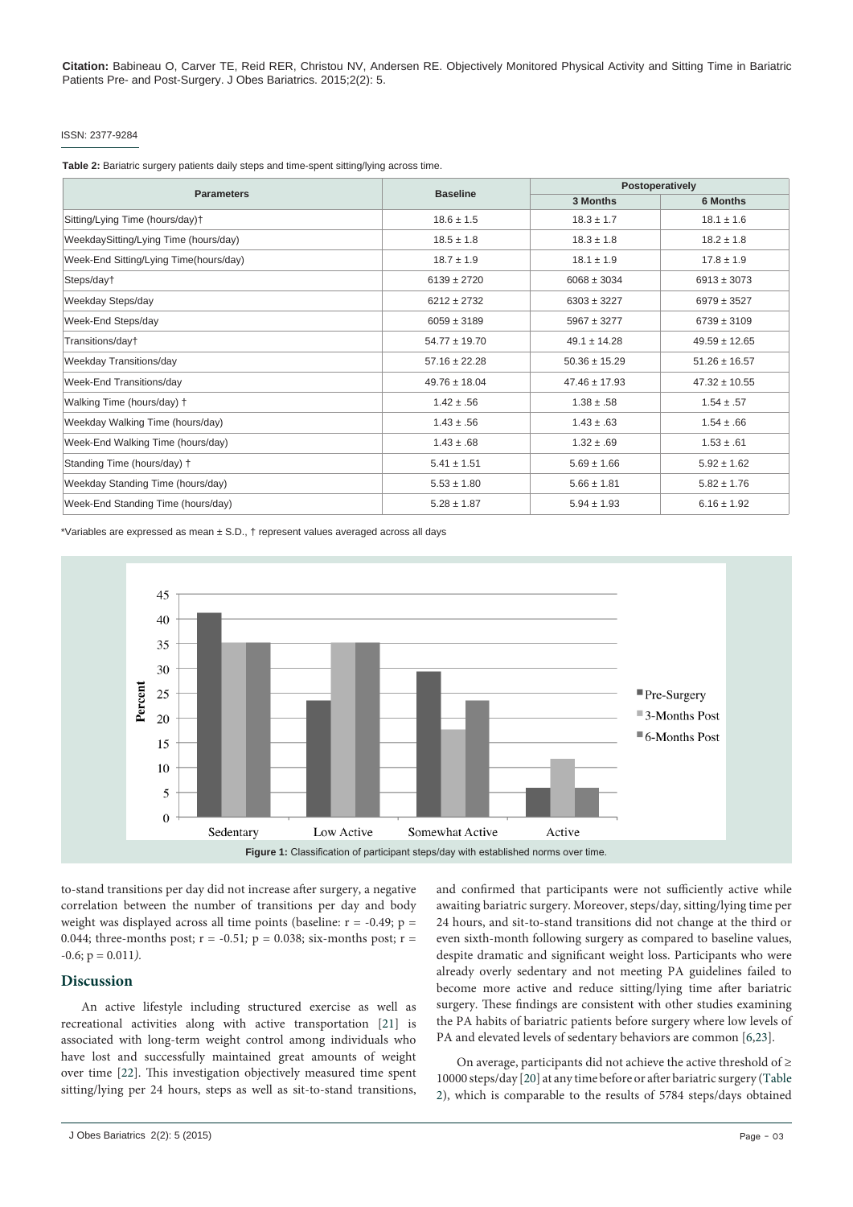**Table 2:** Bariatric surgery patients daily steps and time-spent sitting/lying across time.

| Parameters | Baseline | Postoperatively | |
|---|---|---|---|
| | | 3 Months | 6 Months |
| Sitting/Lying Time (hours/day)† | 18.6 ± 1.5 | 18.3 ± 1.7 | 18.1 ± 1.6 |
| WeekdaySitting/Lying Time (hours/day) | 18.5 ± 1.8 | 18.3 ± 1.8 | 18.2 ± 1.8 |
| Week-End Sitting/Lying Time(hours/day) | 18.7 ± 1.9 | 18.1 ± 1.9 | 17.8 ± 1.9 |
| Steps/day† | 6139 ± 2720 | 6068 ± 3034 | 6913 ± 3073 |
| Weekday Steps/day | 6212 ± 2732 | 6303 ± 3227 | 6979 ± 3527 |
| Week-End Steps/day | 6059 ± 3189 | 5967 ± 3277 | 6739 ± 3109 |
| Transitions/day† | 54.77 ± 19.70 | 49.1 ± 14.28 | 49.59 ± 12.65 |
| Weekday Transitions/day | 57.16 ± 22.28 | 50.36 ± 15.29 | 51.26 ± 16.57 |
| Week-End Transitions/day | 49.76 ± 18.04 | 47.46 ± 17.93 | 47.32 ± 10.55 |
| Walking Time (hours/day) † | 1.42 ± .56 | 1.38 ± .58 | 1.54 ± .57 |
| Weekday Walking Time (hours/day) | 1.43 ± .56 | 1.43 ± .63 | 1.54 ± .66 |
| Week-End Walking Time (hours/day) | 1.43 ± .68 | 1.32 ± .69 | 1.53 ± .61 |
| Standing Time (hours/day) † | 5.41 ± 1.51 | 5.69 ± 1.66 | 5.92 ± 1.62 |
| Weekday Standing Time (hours/day) | 5.53 ± 1.80 | 5.66 ± 1.81 | 5.82 ± 1.76 |
| Week-End Standing Time (hours/day) | 5.28 ± 1.87 | 5.94 ± 1.93 | 6.16 ± 1.92 |

*Variables are expressed as mean ± S.D., † represent values averaged across all days

**Figure 1:** Classification of participant steps/day with established norms over time.

to-stand transitions per day did not increase after surgery, a negative correlation between the number of transitions per day and body weight was displayed across all time points (baseline: $r = -0.49$; $p = 0.044$; three-months post; $r = -0.51$; $p = 0.038$; six-months post; $r = -0.6$; $p = 0.011$).

## Discussion

An active lifestyle including structured exercise as well as recreational activities along with active transportation [21] is associated with long-term weight control among individuals who have lost and successfully maintained great amounts of weight over time [22]. This investigation objectively measured time spent sitting/lying per 24 hours, steps as well as sit-to-stand transitions, and confirmed that participants were not sufficiently active while awaiting bariatric surgery. Moreover, steps/day, sitting/lying time per 24 hours, and sit-to-stand transitions did not change at the third or even sixth-month following surgery as compared to baseline values, despite dramatic and significant weight loss. Participants who were already overly sedentary and not meeting PA guidelines failed to become more active and reduce sitting/lying time after bariatric surgery. These findings are consistent with other studies examining the PA habits of bariatric patients before surgery where low levels of PA and elevated levels of sedentary behaviors are common [6,23].

On average, participants did not achieve the active threshold of ≥ 10000 steps/day [20] at any time before or after bariatric surgery (Table 2), which is comparable to the results of 5784 steps/days obtained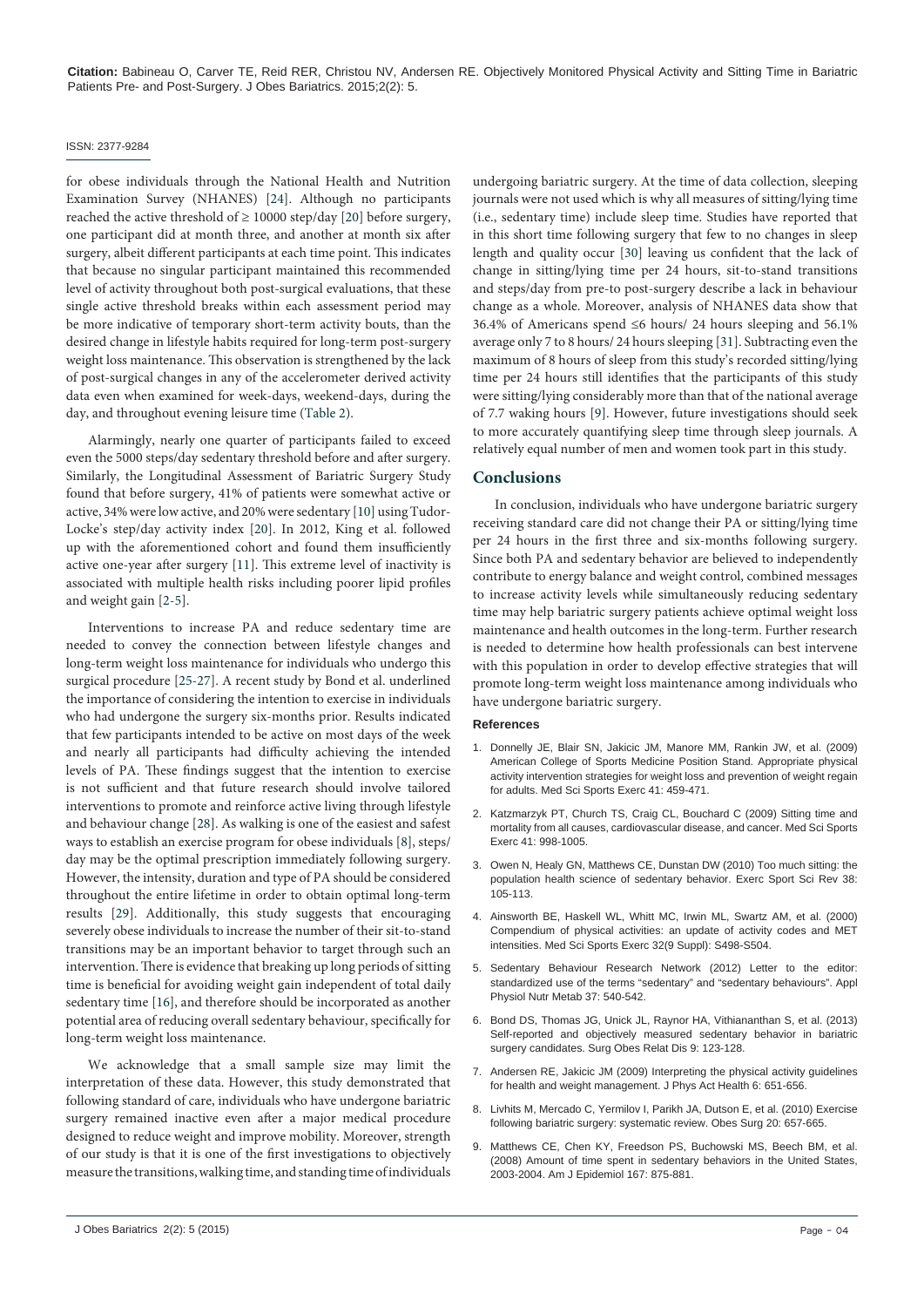for obese individuals through the National Health and Nutrition Examination Survey (NHANES) [24]. Although no participants reached the active threshold of ≥ 10000 step/day [20] before surgery, one participant did at month three, and another at month six after surgery, albeit different participants at each time point. This indicates that because no singular participant maintained this recommended level of activity throughout both post-surgical evaluations, that these single active threshold breaks within each assessment period may be more indicative of temporary short-term activity bouts, than the desired change in lifestyle habits required for long-term post-surgery weight loss maintenance. This observation is strengthened by the lack of post-surgical changes in any of the accelerometer derived activity data even when examined for week-days, weekend-days, during the day, and throughout evening leisure time (Table 2).

Alarmingly, nearly one quarter of participants failed to exceed even the 5000 steps/day sedentary threshold before and after surgery. Similarly, the Longitudinal Assessment of Bariatric Surgery Study found that before surgery, 41% of patients were somewhat active or active, 34% were low active, and 20% were sedentary [10] using Tudor-Locke's step/day activity index [20]. In 2012, King et al. followed up with the aforementioned cohort and found them insufficiently active one-year after surgery [11]. This extreme level of inactivity is associated with multiple health risks including poorer lipid profiles and weight gain [2-5].

Interventions to increase PA and reduce sedentary time are needed to convey the connection between lifestyle changes and long-term weight loss maintenance for individuals who undergo this surgical procedure [25-27]. A recent study by Bond et al. underlined the importance of considering the intention to exercise in individuals who had undergone the surgery six-months prior. Results indicated that few participants intended to be active on most days of the week and nearly all participants had difficulty achieving the intended levels of PA. These findings suggest that the intention to exercise is not sufficient and that future research should involve tailored interventions to promote and reinforce active living through lifestyle and behaviour change [28]. As walking is one of the easiest and safest ways to establish an exercise program for obese individuals [8], steps/day may be the optimal prescription immediately following surgery. However, the intensity, duration and type of PA should be considered throughout the entire lifetime in order to obtain optimal long-term results [29]. Additionally, this study suggests that encouraging severely obese individuals to increase the number of their sit-to-stand transitions may be an important behavior to target through such an intervention. There is evidence that breaking up long periods of sitting time is beneficial for avoiding weight gain independent of total daily sedentary time [16], and therefore should be incorporated as another potential area of reducing overall sedentary behaviour, specifically for long-term weight loss maintenance.

We acknowledge that a small sample size may limit the interpretation of these data. However, this study demonstrated that following standard of care, individuals who have undergone bariatric surgery remained inactive even after a major medical procedure designed to reduce weight and improve mobility. Moreover, strength of our study is that it is one of the first investigations to objectively measure the transitions, walking time, and standing time of individuals undergoing bariatric surgery. At the time of data collection, sleeping journals were not used which is why all measures of sitting/lying time (i.e., sedentary time) include sleep time. Studies have reported that in this short time following surgery that few to no changes in sleep length and quality occur [30] leaving us confident that the lack of change in sitting/lying time per 24 hours, sit-to-stand transitions and steps/day from pre-to post-surgery describe a lack in behaviour change as a whole. Moreover, analysis of NHANES data show that 36.4% of Americans spend ≤6 hours/ 24 hours sleeping and 56.1% average only 7 to 8 hours/ 24 hours sleeping [31]. Subtracting even the maximum of 8 hours of sleep from this study's recorded sitting/lying time per 24 hours still identifies that the participants of this study were sitting/lying considerably more than that of the national average of 7.7 waking hours [9]. However, future investigations should seek to more accurately quantifying sleep time through sleep journals. A relatively equal number of men and women took part in this study.

## Conclusions

In conclusion, individuals who have undergone bariatric surgery receiving standard care did not change their PA or sitting/lying time per 24 hours in the first three and six-months following surgery. Since both PA and sedentary behavior are believed to independently contribute to energy balance and weight control, combined messages to increase activity levels while simultaneously reducing sedentary time may help bariatric surgery patients achieve optimal weight loss maintenance and health outcomes in the long-term. Further research is needed to determine how health professionals can best intervene with this population in order to develop effective strategies that will promote long-term weight loss maintenance among individuals who have undergone bariatric surgery.

### References

1. Donnelly JE, Blair SN, Jakicic JM, Manore MM, Rankin JW, et al. (2009) American College of Sports Medicine Position Stand. Appropriate physical activity intervention strategies for weight loss and prevention of weight regain for adults. Med Sci Sports Exerc 41: 459-471.
2. Katzmarzyk PT, Church TS, Craig CL, Bouchard C (2009) Sitting time and mortality from all causes, cardiovascular disease, and cancer. Med Sci Sports Exerc 41: 998-1005.
3. Owen N, Healy GN, Matthews CE, Dunstan DW (2010) Too much sitting: the population health science of sedentary behavior. Exerc Sport Sci Rev 38: 105-113.
4. Ainsworth BE, Haskell WL, Whitt MC, Irwin ML, Swartz AM, et al. (2000) Compendium of physical activities: an update of activity codes and MET intensities. Med Sci Sports Exerc 32(9 Suppl): S498-S504.
5. Sedentary Behaviour Research Network (2012) Letter to the editor: standardized use of the terms "sedentary" and "sedentary behaviours". Appl Physiol Nutr Metab 37: 540-542.
6. Bond DS, Thomas JG, Unick JL, Raynor HA, Vithiananthan S, et al. (2013) Self-reported and objectively measured sedentary behavior in bariatric surgery candidates. Surg Obes Relat Dis 9: 123-128.
7. Andersen RE, Jakicic JM (2009) Interpreting the physical activity guidelines for health and weight management. J Phys Act Health 6: 651-656.
8. Livhits M, Mercado C, Yermilov I, Parikh JA, Dutson E, et al. (2010) Exercise following bariatric surgery: systematic review. Obes Surg 20: 657-665.
9. Matthews CE, Chen KY, Freedson PS, Buchowski MS, Beech BM, et al. (2008) Amount of time spent in sedentary behaviors in the United States, 2003-2004. Am J Epidemiol 167: 875-881.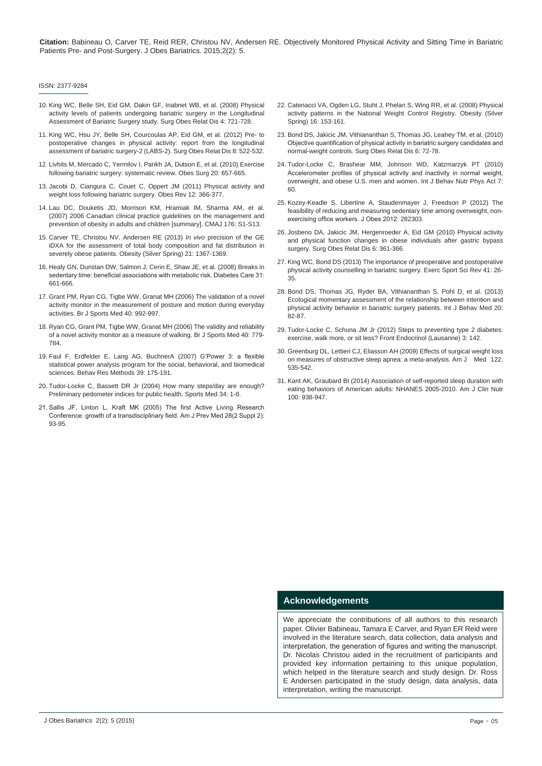10. King WC, Belle SH, Eid GM, Dakin GF, Inabnet WB, et al. (2008) Physical activity levels of patients undergoing bariatric surgery in the Longitudinal Assessment of Bariatric Surgery study. Surg Obes Relat Dis 4: 721-728.

11. King WC, Hsu JY, Belle SH, Courcoulas AP, Eid GM, et al. (2012) Pre- to postoperative changes in physical activity: report from the longitudinal assessment of bariatric surgery-2 (LABS-2). Surg Obes Relat Dis 8: 522-532.

12. Livhits M, Mercado C, Yermilov I, Parikh JA, Dutson E, et al. (2010) Exercise following bariatric surgery: systematic review. Obes Surg 20: 657-665.

13. Jacobi D, Ciangura C, Couet C, Oppert JM (2011) Physical activity and weight loss following bariatric surgery. Obes Rev 12: 366-377.

14. Lau DC, Douketis JD, Morrison KM, Hramiak IM, Sharma AM, et al. (2007) 2006 Canadian clinical practice guidelines on the management and prevention of obesity in adults and children [summary]. CMAJ 176: S1-S13.

15. Carver TE, Christou NV, Andersen RE (2013) *In vivo* precision of the GE iDXA for the assessment of total body composition and fat distribution in severely obese patients. Obesity (Silver Spring) 21: 1367-1369.

16. Healy GN, Dunstan DW, Salmon J, Cerin E, Shaw JE, et al. (2008) Breaks in sedentary time: beneficial associations with metabolic risk. Diabetes Care 31: 661-666.

17. Grant PM, Ryan CG, Tigbe WW, Granat MH (2006) The validation of a novel activity monitor in the measurement of posture and motion during everyday activities. Br J Sports Med 40: 992-997.

18. Ryan CG, Grant PM, Tigbe WW, Granat MH (2006) The validity and reliability of a novel activity monitor as a measure of walking. Br J Sports Med 40: 779-784.

19. Faul F, Erdfelder E, Lang AG, BuchnerA (2007) G'Power 3: a flexible statistical power analysis program for the social, behavioral, and biomedical sciences. Behav Res Methods 39: 175-191.

20. Tudor-Locke C, Bassett DR Jr (2004) How many steps/day are enough? Preliminary pedometer indices for public health. Sports Med 34: 1-8.

21. Sallis JF, Linton L, Kraft MK (2005) The first Active Living Research Conference: growth of a transdisciplinary field. Am J Prev Med 28(2 Suppl 2): 93-95.

22. Catenacci VA, Ogden LG, Stuht J, Phelan S, Wing RR, et al. (2008) Physical activity patterns in the National Weight Control Registry. Obesity (Silver Spring) 16: 153-161.

23. Bond DS, Jakicic JM, Vithiananthan S, Thomas JG, Leahey TM, et al. (2010) Objective quantification of physical activity in bariatric surgery candidates and normal-weight controls. Surg Obes Relat Dis 6: 72-78.

24. Tudor-Locke C, Brashear MM, Johnson WD, Katzmarzyk PT (2010) Accelerometer profiles of physical activity and inactivity in normal weight, overweight, and obese U.S. men and women. Int J Behav Nutr Phys Act 7: 60.

25. Kozey-Keadle S, Libertine A, Staudenmayer J, Freedson P (2012) The feasibility of reducing and measuring sedentary time among overweight, non-exercising office workers. J Obes 2012: 282303.

26. Josbeno DA, Jakicic JM, Hergenroeder A, Eid GM (2010) Physical activity and physical function changes in obese individuals after gastric bypass surgery. Surg Obes Relat Dis 6: 361-366.

27. King WC, Bond DS (2013) The importance of preoperative and postoperative physical activity counselling in bariatric surgery. Exerc Sport Sci Rev 41: 26-35.

28. Bond DS, Thomas JG, Ryder BA, Vithiananthan S, Pohl D, et al. (2013) Ecological momentary assessment of the relationship between intention and physical activity behavior in bariatric surgery patients. Int J Behav Med 20: 82-87.

29. Tudor-Locke C, Schuna JM Jr (2012) Steps to preventing type 2 diabetes: exercise, walk more, or sit less? Front Endocrinol (Lausanne) 3: 142.

30. Greenburg DL, Lettieri CJ, Eliasson AH (2009) Effects of surgical weight loss on measures of obstructive sleep apnea: a meta-analysis. Am J Med 122: 535-542.

31. Kant AK, Graubard BI (2014) Association of self-reported sleep duration with eating behaviors of American adults: NHANES 2005-2010. Am J Clin Nutr 100: 938-947.

## Acknowledgements

We appreciate the contributions of all authors to this research paper. Olivier Babineau, Tamara E Carver, and Ryan ER Reid were involved in the literature search, data collection, data analysis and interpretation, the generation of figures and writing the manuscript. Dr. Nicolas Christou aided in the recruitment of participants and provided key information pertaining to this unique population, which helped in the literature search and study design. Dr. Ross E Andersen participated in the study design, data analysis, data interpretation, writing the manuscript.